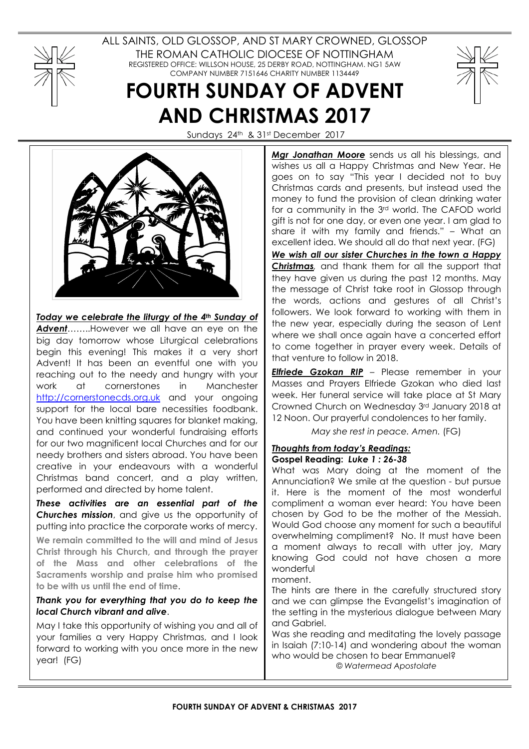ALL SAINTS, OLD GLOSSOP, AND ST MARY CROWNED, GLOSSOP

THE ROMAN CATHOLIC DIOCESE OF NOTTINGHAM

REGISTERED OFFICE: WILLSON HOUSE, 25 DERBY ROAD, NOTTINGHAM. NG1 5AW

COMPANY NUMBER 7151646 CHARITY NUMBER 1134449

# FOURTH SUNDAY OF ADVENT AND CHRISTMAS 2017

Sundays 24th & 31st December 2017

***Today we celebrate the liturgy of the 4th Sunday of Advent***……..However we all have an eye on the big day tomorrow whose Liturgical celebrations begin this evening! This makes it a very short Advent! It has been an eventful one with you reaching out to the needy and hungry with your work at cornerstones in Manchester http://cornerstonecds.org.uk and your ongoing support for the local bare necessities foodbank. You have been knitting squares for blanket making, and continued your wonderful fundraising efforts for our two magnificent local Churches and for our needy brothers and sisters abroad. You have been creative in your endeavours with a wonderful Christmas band concert, and a play written, performed and directed by home talent.

***These activities are an essential part of the Churches mission***, and give us the opportunity of putting into practice the corporate works of mercy.

**We remain committed to the will and mind of Jesus Christ through his Church, and through the prayer of the Mass and other celebrations of the Sacraments worship and praise him who promised to be with us until the end of time.**

***Thank you for everything that you do to keep the local Church vibrant and alive***.

May I take this opportunity of wishing you and all of your families a very Happy Christmas, and I look forward to working with you once more in the new year! (FG)

***Mgr Jonathan Moore*** sends us all his blessings, and wishes us all a Happy Christmas and New Year. He goes on to say "This year I decided not to buy Christmas cards and presents, but instead used the money to fund the provision of clean drinking water for a community in the 3rd world. The CAFOD world gift is not for one day, or even one year. I am glad to share it with my family and friends." – What an excellent idea. We should all do that next year. (FG)

***We wish all our sister Churches in the town a Happy Christmas***, and thank them for all the support that they have given us during the past 12 months. May the message of Christ take root in Glossop through the words, actions and gestures of all Christ's followers. We look forward to working with them in the new year, especially during the season of Lent where we shall once again have a concerted effort to come together in prayer every week. Details of that venture to follow in 2018.

***Elfriede Gzokan RIP*** – Please remember in your Masses and Prayers Elfriede Gzokan who died last week. Her funeral service will take place at St Mary Crowned Church on Wednesday 3rd January 2018 at 12 Noon. Our prayerful condolences to her family.

*May she rest in peace. Amen.* (FG)

***Thoughts from today's Readings:***

**Gospel Reading: *Luke 1 : 26-38***

What was Mary doing at the moment of the Annunciation? We smile at the question - but pursue it. Here is the moment of the most wonderful compliment a woman ever heard: You have been chosen by God to be the mother of the Messiah. Would God choose any moment for such a beautiful overwhelming compliment? No. It must have been a moment always to recall with utter joy, Mary knowing God could not have chosen a more wonderful moment.

The hints are there in the carefully structured story and we can glimpse the Evangelist's imagination of the setting in the mysterious dialogue between Mary and Gabriel.

Was she reading and meditating the lovely passage in Isaiah (7:10-14) and wondering about the woman who would be chosen to bear Emmanuel?

*© Watermead Apostolate*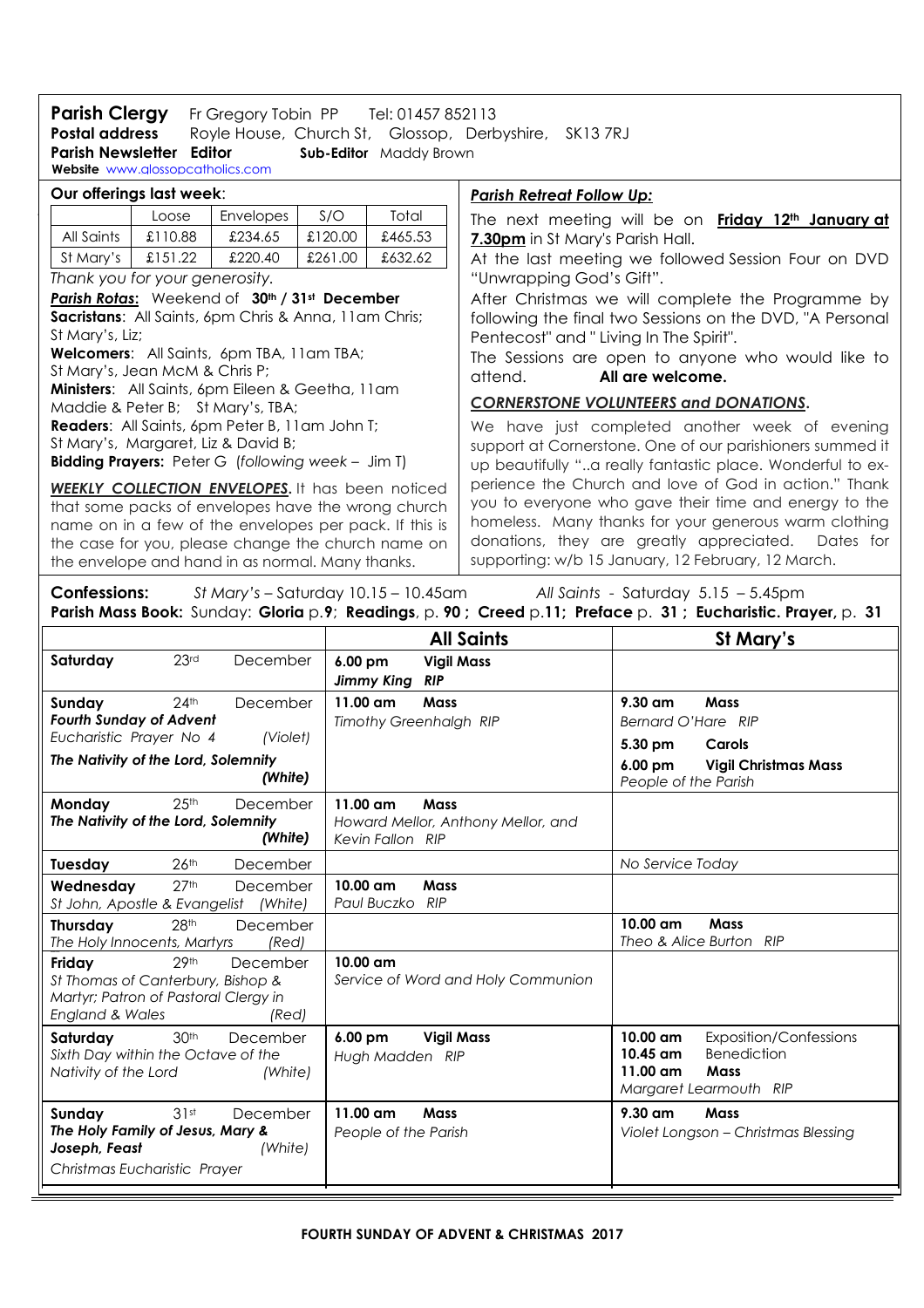**Parish Clergy** Fr Gregory Tobin PP Tel: 01457 852113
**Postal address** Royle House, Church St, Glossop, Derbyshire, SK13 7RJ
**Parish Newsletter Editor** **Sub-Editor** Maddy Brown
**Website** www.glossopcatholics.com

**Our offerings last week**:

| | Loose | Envelopes | S/O | Total |
|---|---|---|---|---|
| All Saints | £110.88 | £234.65 | £120.00 | £465.53 |
| St Mary's | £151.22 | £220.40 | £261.00 | £632.62 |

*Thank you for your generosity.*

***Parish Rotas:*** Weekend of **30th / 31st December**
**Sacristans**: All Saints, 6pm Chris & Anna, 11am Chris; St Mary's, Liz;
**Welcomers**: All Saints, 6pm TBA, 11am TBA; St Mary's, Jean McM & Chris P;
**Ministers**: All Saints, 6pm Eileen & Geetha, 11am Maddie & Peter B; St Mary's, TBA;
**Readers**: All Saints, 6pm Peter B, 11am John T; St Mary's, Margaret, Liz & David B;
**Bidding Prayers:** Peter G (*following week – Jim T*)

***WEEKLY COLLECTION ENVELOPES.*** It has been noticed that some packs of envelopes have the wrong church name on in a few of the envelopes per pack. If this is the case for you, please change the church name on the envelope and hand in as normal. Many thanks.

***Parish Retreat Follow Up:***

The next meeting will be on **Friday 12th January at 7.30pm** in St Mary's Parish Hall.
At the last meeting we followed Session Four on DVD "Unwrapping God's Gift".
After Christmas we will complete the Programme by following the final two Sessions on the DVD, "A Personal Pentecost" and " Living In The Spirit".
The Sessions are open to anyone who would like to attend. **All are welcome.**

***CORNERSTONE VOLUNTEERS and DONATIONS.***

We have just completed another week of evening support at Cornerstone. One of our parishioners summed it up beautifully "..a really fantastic place. Wonderful to experience the Church and love of God in action." Thank you to everyone who gave their time and energy to the homeless. Many thanks for your generous warm clothing donations, they are greatly appreciated. Dates for supporting: w/b 15 January, 12 February, 12 March.

**Confessions:** *St Mary's* – Saturday 10.15 – 10.45am *All Saints* - Saturday 5.15 – 5.45pm
**Parish Mass Book:** Sunday: **Gloria** p.**9**; **Readings**, p. **90** ; **Creed** p.**11**; **Preface** p. **31** ; **Eucharistic. Prayer,** p. **31**

| | **All Saints** | **St Mary's** |
|---|---|---|
| **Saturday** 23rd December | **6.00 pm Vigil Mass** *Jimmy King RIP* | |
| **Sunday** 24th December *Fourth Sunday of Advent* *Eucharistic Prayer No 4* *(Violet)* ***The Nativity of the Lord, Solemnity (White)*** | **11.00 am Mass** *Timothy Greenhalgh RIP* | **9.30 am Mass** *Bernard O'Hare RIP* **5.30 pm Carols** **6.00 pm Vigil Christmas Mass** *People of the Parish* |
| **Monday** 25th December ***The Nativity of the Lord, Solemnity (White)*** | **11.00 am Mass** *Howard Mellor, Anthony Mellor, and Kevin Fallon RIP* | |
| **Tuesday** 26th December | | *No Service Today* |
| **Wednesday** 27th December *St John, Apostle & Evangelist (White)* | **10.00 am Mass** *Paul Buczko RIP* | |
| **Thursday** 28th December *The Holy Innocents, Martyrs (Red)* | | **10.00 am Mass** *Theo & Alice Burton RIP* |
| **Friday** 29th December *St Thomas of Canterbury, Bishop & Martyr; Patron of Pastoral Clergy in England & Wales (Red)* | **10.00 am** *Service of Word and Holy Communion* | |
| **Saturday** 30th December *Sixth Day within the Octave of the Nativity of the Lord (White)* | **6.00 pm Vigil Mass** *Hugh Madden RIP* | **10.00 am** Exposition/Confessions **10.45 am** Benediction **11.00 am Mass** *Margaret Learmouth RIP* |
| **Sunday** 31st December ***The Holy Family of Jesus, Mary & Joseph, Feast*** *(White)* *Christmas Eucharistic Prayer* | **11.00 am Mass** *People of the Parish* | **9.30 am Mass** *Violet Longson – Christmas Blessing* |

**FOURTH SUNDAY OF ADVENT & CHRISTMAS 2017**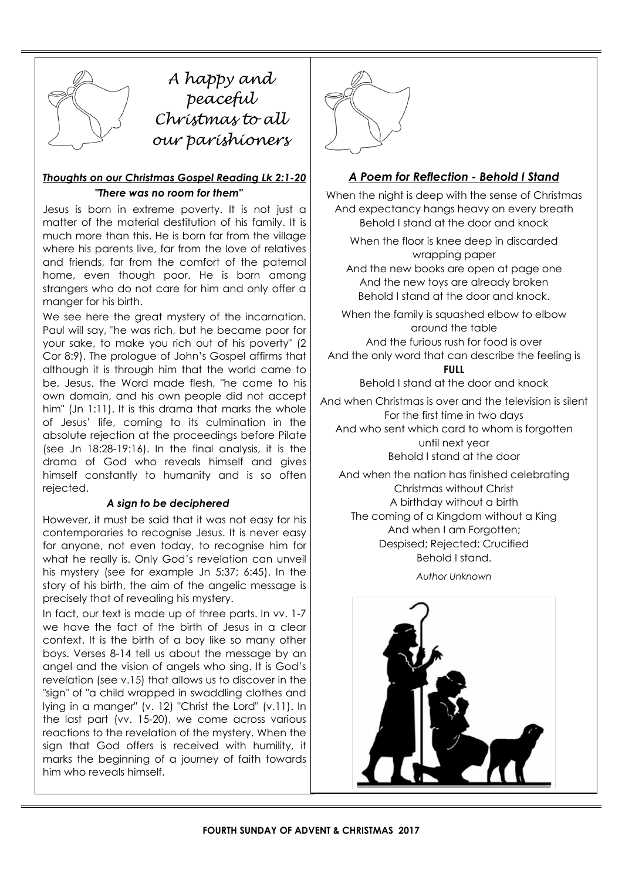*A happy and peaceful Christmas to all our parishioners*

### ***Thoughts on our Christmas Gospel Reading Lk 2:1-20***

***"There was no room for them"***

Jesus is born in extreme poverty. It is not just a matter of the material destitution of his family. It is much more than this. He is born far from the village where his parents live, far from the love of relatives and friends, far from the comfort of the paternal home, even though poor. He is born among strangers who do not care for him and only offer a manger for his birth.

We see here the great mystery of the incarnation. Paul will say, "he was rich, but he became poor for your sake, to make you rich out of his poverty" (2 Cor 8:9). The prologue of John's Gospel affirms that although it is through him that the world came to be, Jesus, the Word made flesh, "he came to his own domain, and his own people did not accept him" (Jn 1:11). It is this drama that marks the whole of Jesus' life, coming to its culmination in the absolute rejection at the proceedings before Pilate (see Jn 18:28-19:16). In the final analysis, it is the drama of God who reveals himself and gives himself constantly to humanity and is so often rejected.

***A sign to be deciphered***

However, it must be said that it was not easy for his contemporaries to recognise Jesus. It is never easy for anyone, not even today, to recognise him for what he really is. Only God's revelation can unveil his mystery (see for example Jn 5:37; 6:45). In the story of his birth, the aim of the angelic message is precisely that of revealing his mystery.

In fact, our text is made up of three parts. In vv. 1-7 we have the fact of the birth of Jesus in a clear context. It is the birth of a boy like so many other boys. Verses 8-14 tell us about the message by an angel and the vision of angels who sing. It is God's revelation (see v.15) that allows us to discover in the "sign" of "a child wrapped in swaddling clothes and lying in a manger" (v. 12) "Christ the Lord" (v.11). In the last part (vv. 15-20), we come across various reactions to the revelation of the mystery. When the sign that God offers is received with humility, it marks the beginning of a journey of faith towards him who reveals himself.

### ***A Poem for Reflection - Behold I Stand***

When the night is deep with the sense of Christmas  
And expectancy hangs heavy on every breath  
Behold I stand at the door and knock

When the floor is knee deep in discarded wrapping paper  
And the new books are open at page one  
And the new toys are already broken  
Behold I stand at the door and knock.

When the family is squashed elbow to elbow around the table  
And the furious rush for food is over  
And the only word that can describe the feeling is  
**FULL**  
Behold I stand at the door and knock

And when Christmas is over and the television is silent  
For the first time in two days  
And who sent which card to whom is forgotten until next year  
Behold I stand at the door

And when the nation has finished celebrating  
Christmas without Christ  
A birthday without a birth  
The coming of a Kingdom without a King  
And when I am Forgotten;  
Despised; Rejected; Crucified  
Behold I stand.

*Author Unknown*

**FOURTH SUNDAY OF ADVENT & CHRISTMAS 2017**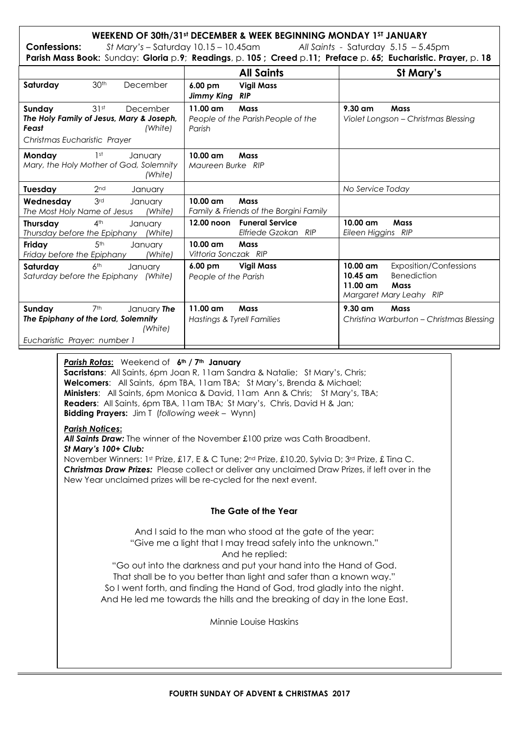## WEEKEND OF 30th/31st DECEMBER & WEEK BEGINNING MONDAY 1ST JANUARY

**Confessions:** *St Mary's* – Saturday 10.15 – 10.45am *All Saints* - Saturday 5.15 – 5.45pm

**Parish Mass Book:** Sunday: **Gloria** p.**9**; **Readings**, p. **105** ; **Creed** p.**11; Preface** p. **65; Eucharistic. Prayer,** p. **18**

| | **All Saints** | **St Mary's** |
|---|---|---|
| **Saturday** 30th December | **6.00 pm Vigil Mass** *Jimmy King RIP* | |
| **Sunday** 31st December *The Holy Family of Jesus, Mary & Joseph, Feast (White)* *Christmas Eucharistic Prayer* | **11.00 am Mass** *People of the Parish People of the Parish* | **9.30 am Mass** *Violet Longson – Christmas Blessing* |
| **Monday** 1st January *Mary, the Holy Mother of God, Solemnity (White)* | **10.00 am Mass** *Maureen Burke RIP* | |
| **Tuesday** 2nd January | | *No Service Today* |
| **Wednesday** 3rd January *The Most Holy Name of Jesus (White)* | **10.00 am Mass** *Family & Friends of the Borgini Family* | |
| **Thursday** 4th January *Thursday before the Epiphany (White)* | **12.00 noon Funeral Service** *Elfriede Gzokan RIP* | **10.00 am Mass** *Eileen Higgins RIP* |
| **Friday** 5th January *Friday before the Epiphany (White)* | **10.00 am Mass** *Vittoria Sonczak RIP* | |
| **Saturday** 6th January *Saturday before the Epiphany (White)* | **6.00 pm Vigil Mass** *People of the Parish* | **10.00 am** Exposition/Confessions **10.45 am** Benediction **11.00 am Mass** *Margaret Mary Leahy RIP* |
| **Sunday** 7th January ***The*** ***The Epiphany of the Lord, Solemnity*** *(White)* *Eucharistic Prayer: number 1* | **11.00 am Mass** *Hastings & Tyrell Families* | **9.30 am Mass** *Christina Warburton – Christmas Blessing* |

***Parish Rotas*:** Weekend of **6th / 7th January**

**Sacristans**: All Saints, 6pm Joan R, 11am Sandra & Natalie; St Mary's, Chris;
**Welcomers**: All Saints, 6pm TBA, 11am TBA; St Mary's, Brenda & Michael;
**Ministers**: All Saints, 6pm Monica & David, 11am Ann & Chris; St Mary's, TBA;
**Readers**: All Saints, 6pm TBA, 11am TBA; St Mary's, Chris, David H & Jan;
**Bidding Prayers:** Jim T (*following week* – Wynn)

***Parish Notices:***

***All Saints Draw:*** The winner of the November £100 prize was Cath Broadbent.

***St Mary's 100+ Club:***
November Winners: 1st Prize, £17, E & C Tune; 2nd Prize, £10.20, Sylvia D; 3rd Prize, £ Tina C.

***Christmas Draw Prizes:*** Please collect or deliver any unclaimed Draw Prizes, if left over in the New Year unclaimed prizes will be re-cycled for the next event.

### The Gate of the Year

And I said to the man who stood at the gate of the year:
"Give me a light that I may tread safely into the unknown."
And he replied:
"Go out into the darkness and put your hand into the Hand of God.
That shall be to you better than light and safer than a known way."
So I went forth, and finding the Hand of God, trod gladly into the night.
And He led me towards the hills and the breaking of day in the lone East.

Minnie Louise Haskins

**FOURTH SUNDAY OF ADVENT & CHRISTMAS 2017**